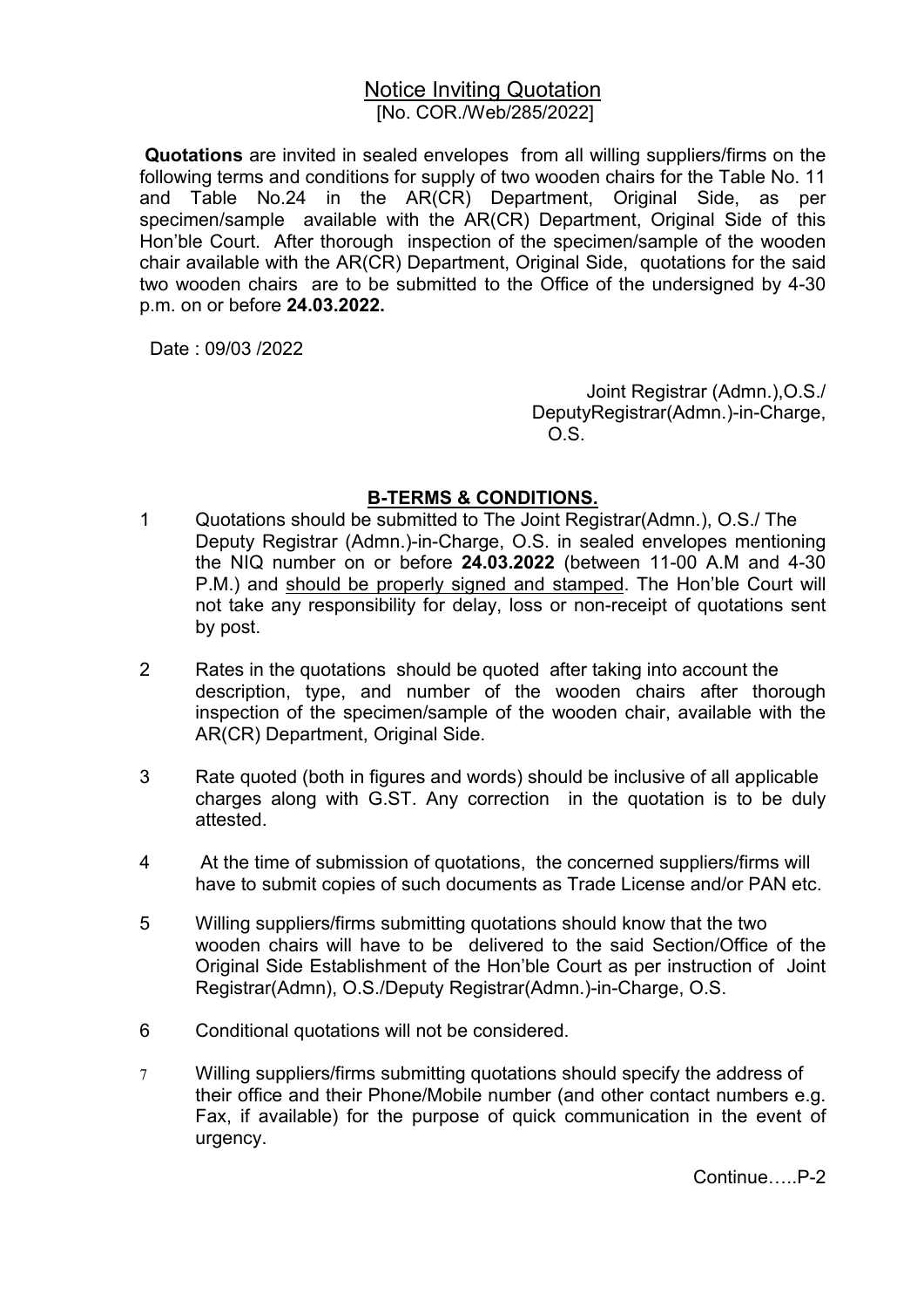# <u>Notice Inviting Quotation</u>

[No. COR./Web/285/2022]

**Quotations** are invited in sealed envelopes from all willing suppliers/firms on the following terms and conditions for supply of two wooden chairs for the Table No. 11 and Table No.24 in the AR(CR) Department, Original Side, as per specimen/sample available with the AR(CR) Department, Original Side of this Hon'ble Court. After thorough inspection of the specimen/sample of the wooden chair available with the AR(CR) Department, Original Side, quotations for the said two wooden chairs are to be submitted to the Office of the undersigned by 4-30 p.m. on or before **24.03.2022.**

Date : 09/03 /2022

Joint Registrar (Admn.),O.S./
DeputyRegistrar(Admn.)-in-Charge,
O.S.

## <u>B-TERMS & CONDITIONS.</u>

1. Quotations should be submitted to The Joint Registrar(Admn.), O.S./ The Deputy Registrar (Admn.)-in-Charge, O.S. in sealed envelopes mentioning the NIQ number on or before **24.03.2022** (between 11-00 A.M and 4-30 P.M.) and <u>should be properly signed and stamped</u>. The Hon'ble Court will not take any responsibility for delay, loss or non-receipt of quotations sent by post.

2. Rates in the quotations should be quoted after taking into account the description, type, and number of the wooden chairs after thorough inspection of the specimen/sample of the wooden chair, available with the AR(CR) Department, Original Side.

3. Rate quoted (both in figures and words) should be inclusive of all applicable charges along with G.ST. Any correction in the quotation is to be duly attested.

4. At the time of submission of quotations, the concerned suppliers/firms will have to submit copies of such documents as Trade License and/or PAN etc.

5. Willing suppliers/firms submitting quotations should know that the two wooden chairs will have to be delivered to the said Section/Office of the Original Side Establishment of the Hon'ble Court as per instruction of Joint Registrar(Admn), O.S./Deputy Registrar(Admn.)-in-Charge, O.S.

6. Conditional quotations will not be considered.

7. Willing suppliers/firms submitting quotations should specify the address of their office and their Phone/Mobile number (and other contact numbers e.g. Fax, if available) for the purpose of quick communication in the event of urgency.

Continue…..P-2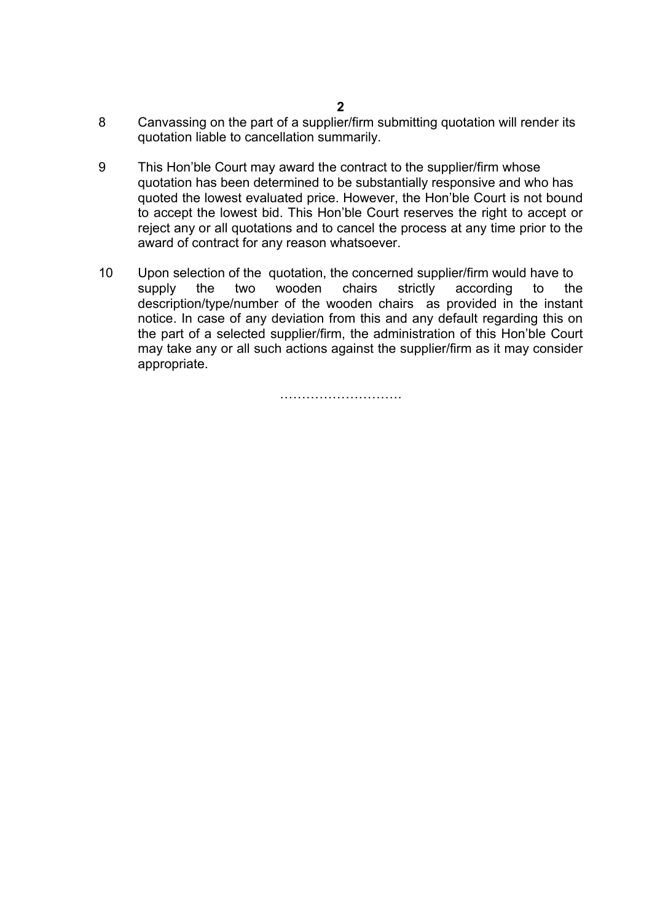8. Canvassing on the part of a supplier/firm submitting quotation will render its quotation liable to cancellation summarily.

9. This Hon'ble Court may award the contract to the supplier/firm whose quotation has been determined to be substantially responsive and who has quoted the lowest evaluated price. However, the Hon'ble Court is not bound to accept the lowest bid. This Hon'ble Court reserves the right to accept or reject any or all quotations and to cancel the process at any time prior to the award of contract for any reason whatsoever.

10. Upon selection of the quotation, the concerned supplier/firm would have to supply the two wooden chairs strictly according to the description/type/number of the wooden chairs as provided in the instant notice. In case of any deviation from this and any default regarding this on the part of a selected supplier/firm, the administration of this Hon'ble Court may take any or all such actions against the supplier/firm as it may consider appropriate.

……………………….